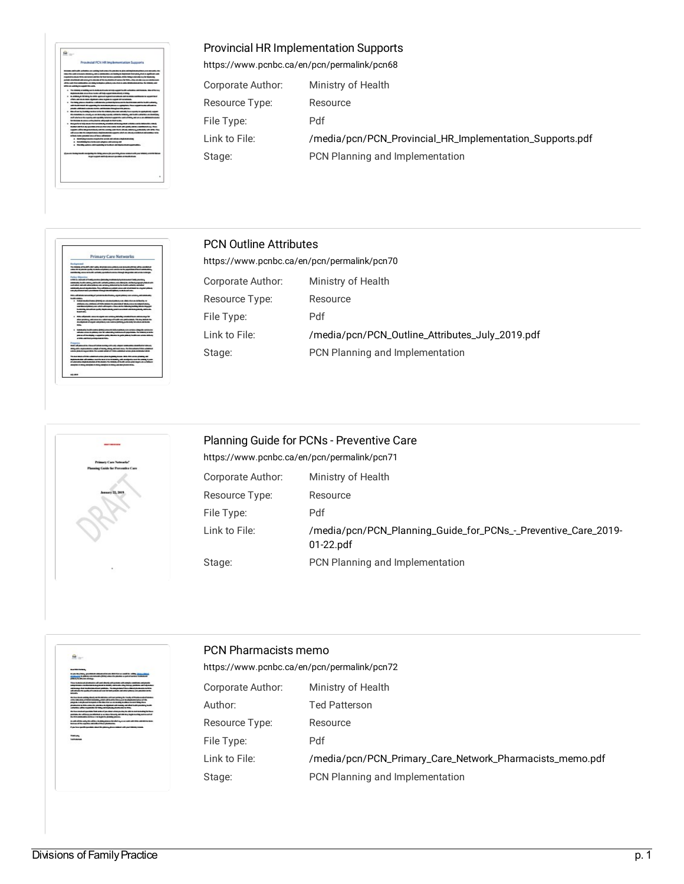## Provincial HR Implementation Supports

https://www.pcnbc.ca/en/pcn/permalink/pcn68

| | |
|---|---|
| Corporate Author: | Ministry of Health |
| Resource Type: | Resource |
| File Type: | Pdf |
| Link to File: | /media/pcn/PCN_Provincial_HR_Implementation_Supports.pdf |
| Stage: | PCN Planning and Implementation |

## PCN Outline Attributes

https://www.pcnbc.ca/en/pcn/permalink/pcn70

| | |
|---|---|
| Corporate Author: | Ministry of Health |
| Resource Type: | Resource |
| File Type: | Pdf |
| Link to File: | /media/pcn/PCN_Outline_Attributes_July_2019.pdf |
| Stage: | PCN Planning and Implementation |

## Planning Guide for PCNs - Preventive Care

https://www.pcnbc.ca/en/pcn/permalink/pcn71

| | |
|---|---|
| Corporate Author: | Ministry of Health |
| Resource Type: | Resource |
| File Type: | Pdf |
| Link to File: | /media/pcn/PCN_Planning_Guide_for_PCNs_-_Preventive_Care_2019-01-22.pdf |
| Stage: | PCN Planning and Implementation |

## PCN Pharmacists memo

https://www.pcnbc.ca/en/pcn/permalink/pcn72

| | |
|---|---|
| Corporate Author: | Ministry of Health |
| Author: | Ted Patterson |
| Resource Type: | Resource |
| File Type: | Pdf |
| Link to File: | /media/pcn/PCN_Primary_Care_Network_Pharmacists_memo.pdf |
| Stage: | PCN Planning and Implementation |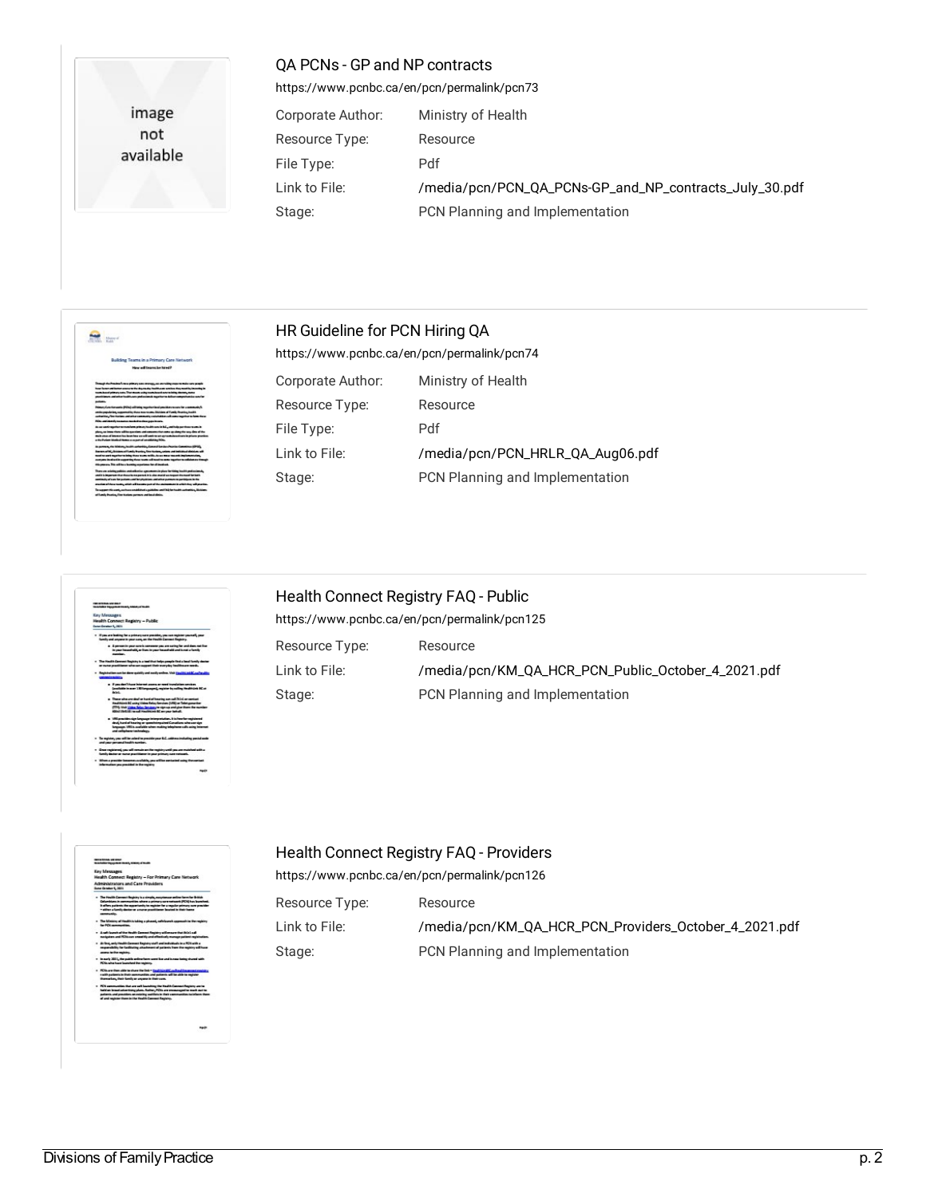## QA PCNs - GP and NP contracts

https://www.pcnbc.ca/en/pcn/permalink/pcn73

| | |
|---|---|
| Corporate Author: | Ministry of Health |
| Resource Type: | Resource |
| File Type: | Pdf |
| Link to File: | /media/pcn/PCN_QA_PCNs-GP_and_NP_contracts_July_30.pdf |
| Stage: | PCN Planning and Implementation |

## HR Guideline for PCN Hiring QA

https://www.pcnbc.ca/en/pcn/permalink/pcn74

| | |
|---|---|
| Corporate Author: | Ministry of Health |
| Resource Type: | Resource |
| File Type: | Pdf |
| Link to File: | /media/pcn/PCN_HRLR_QA_Aug06.pdf |
| Stage: | PCN Planning and Implementation |

## Health Connect Registry FAQ - Public

https://www.pcnbc.ca/en/pcn/permalink/pcn125

| | |
|---|---|
| Resource Type: | Resource |
| Link to File: | /media/pcn/KM_QA_HCR_PCN_Public_October_4_2021.pdf |
| Stage: | PCN Planning and Implementation |

## Health Connect Registry FAQ - Providers

https://www.pcnbc.ca/en/pcn/permalink/pcn126

| | |
|---|---|
| Resource Type: | Resource |
| Link to File: | /media/pcn/KM_QA_HCR_PCN_Providers_October_4_2021.pdf |
| Stage: | PCN Planning and Implementation |